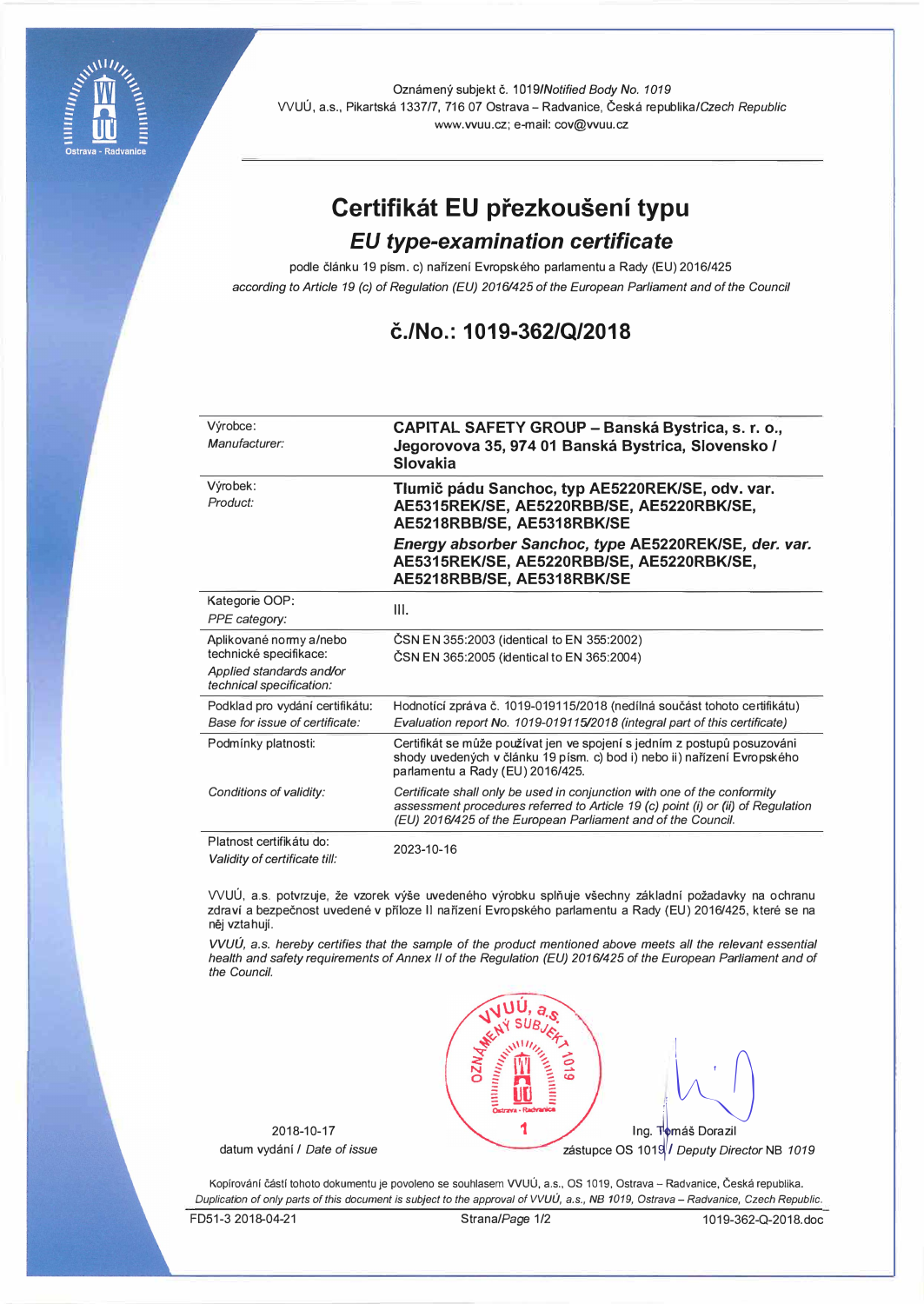Oznámený subjekt č. 1019/*Notified Body No. 1019*
VVUÚ, a.s., Pikartská 1337/7, 716 07 Ostrava – Radvanice, Česká republika/*Czech Republic*
www.vvuu.cz; e-mail: cov@vvuu.cz

# Certifikát EU přezkoušení typu

## *EU type-examination certificate*

podle článku 19 písm. c) nařízení Evropského parlamentu a Rady (EU) 2016/425
*according to Article 19 (c) of Regulation (EU) 2016/425 of the European Parliament and of the Council*

## č./No.: 1019-362/Q/2018

| | |
|---|---|
| Výrobce:<br>*Manufacturer:* | **CAPITAL SAFETY GROUP – Banská Bystrica, s. r. o., Jegorovova 35, 974 01 Banská Bystrica, Slovensko / Slovakia** |
| Výrobek:<br>*Product:* | **Tlumič pádu Sanchoc, typ AE5220REK/SE, odv. var. AE5315REK/SE, AE5220RBB/SE, AE5220RBK/SE, AE5218RBB/SE, AE5318RBK/SE**<br>***Energy absorber Sanchoc, type AE5220REK/SE, der. var. AE5315REK/SE, AE5220RBB/SE, AE5220RBK/SE, AE5218RBB/SE, AE5318RBK/SE*** |
| Kategorie OOP:<br>*PPE category:* | III. |
| Aplikované normy a/nebo technické specifikace:<br>*Applied standards and/or technical specification:* | ČSN EN 355:2003 (identical to EN 355:2002)<br>ČSN EN 365:2005 (identical to EN 365:2004) |
| Podklad pro vydání certifikátu:<br>*Base for issue of certificate:* | Hodnotící zpráva č. 1019-019115/2018 (nedílná součást tohoto certifikátu)<br>*Evaluation report No. 1019-019115/2018 (integral part of this certificate)* |
| Podmínky platnosti:<br>*Conditions of validity:* | Certifikát se může používat jen ve spojení s jedním z postupů posuzování shody uvedených v článku 19 písm. c) bod i) nebo ii) nařízení Evropského parlamentu a Rady (EU) 2016/425.<br>*Certificate shall only be used in conjunction with one of the conformity assessment procedures referred to Article 19 (c) point (i) or (ii) of Regulation (EU) 2016/425 of the European Parliament and of the Council.* |
| Platnost certifikátu do:<br>*Validity of certificate till:* | 2023-10-16 |

VVUÚ, a.s. potvrzuje, že vzorek výše uvedeného výrobku splňuje všechny základní požadavky na ochranu zdraví a bezpečnost uvedené v příloze II nařízení Evropského parlamentu a Rady (EU) 2016/425, které se na něj vztahují.

*VVUÚ, a.s. hereby certifies that the sample of the product mentioned above meets all the relevant essential health and safety requirements of Annex II of the Regulation (EU) 2016/425 of the European Parliament and of the Council.*

2018-10-17
datum vydání / *Date of issue*

Ing. Tomáš Dorazil
zástupce OS 1019 / *Deputy Director* NB *1019*

Kopírování částí tohoto dokumentu je povoleno se souhlasem VVUÚ, a.s., OS 1019, Ostrava – Radvanice, Česká republika.
*Duplication of only parts of this document is subject to the approval of VVUÚ, a.s., NB 1019, Ostrava – Radvanice, Czech Republic.*

FD51-3 2018-04-21 | 1019-362-Q-2018.doc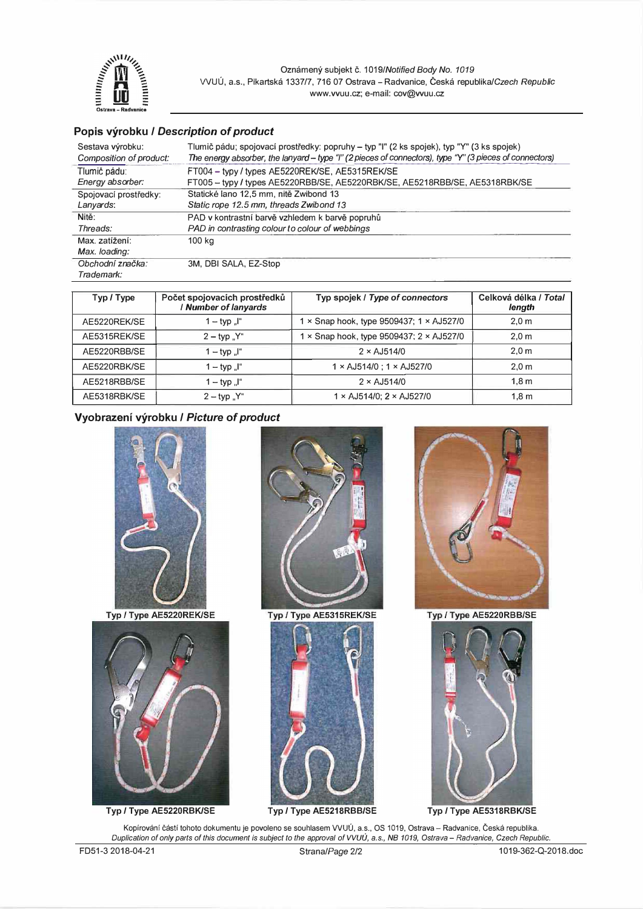Oznámený subjekt č. 1019/*Notified Body No. 1019*
VVUÚ, a.s., Pikartská 1337/7, 716 07 Ostrava – Radvanice, Česká republika/*Czech Republic*
www.vvuu.cz; e-mail: cov@vvuu.cz

## Popis výrobku / *Description of product*

| | |
|---|---|
| Sestava výrobku: *Composition of product:* | Tlumič pádu; spojovací prostředky: popruhy – typ "I" (2 ks spojek), typ "Y" (3 ks spojek) *The energy absorber, the lanyard – type "I" (2 pieces of connectors), type "Y" (3 pieces of connectors)* |
| Tlumič pádu: *Energy absorber:* | FT004 – typy / types AE5220REK/SE, AE5315REK/SE FT005 – typy / types AE5220RBB/SE, AE5220RBK/SE, AE5218RBB/SE, AE5318RBK/SE |
| Spojovací prostředky: *Lanyards:* | Statické lano 12,5 mm, nitě Zwibond 13 *Static rope 12.5 mm, threads Zwibond 13* |
| Nitě: *Threads:* | PAD v kontrastní barvě vzhledem k barvě popruhů *PAD in contrasting colour to colour of webbings* |
| Max. zatížení: *Max. loading:* | 100 kg |
| *Obchodní značka: Trademark:* | 3M, DBI SALA, EZ-Stop |

| Typ / Type | Počet spojovacích prostředků / *Number of lanyards* | Typ spojek / *Type of connectors* | Celková délka / *Total length* |
|---|---|---|---|
| AE5220REK/SE | 1 – typ „I" | 1 × Snap hook, type 9509437; 1 × AJ527/0 | 2,0 m |
| AE5315REK/SE | 2 – typ „Y" | 1 × Snap hook, type 9509437; 2 × AJ527/0 | 2,0 m |
| AE5220RBB/SE | 1 – typ „I" | 2 × AJ514/0 | 2,0 m |
| AE5220RBK/SE | 1 – typ „I" | 1 × AJ514/0 ; 1 × AJ527/0 | 2,0 m |
| AE5218RBB/SE | 1 – typ „I" | 2 × AJ514/0 | 1,8 m |
| AE5318RBK/SE | 2 – typ „Y" | 1 × AJ514/0; 2 × AJ527/0 | 1,8 m |

## Vyobrazení výrobku / *Picture of product*

Typ / Type AE5220REK/SE

Typ / Type AE5315REK/SE

Typ / Type AE5220RBB/SE

Typ / Type AE5220RBK/SE

Typ / Type AE5218RBB/SE

Typ / Type AE5318RBK/SE

Kopírování částí tohoto dokumentu je povoleno se souhlasem VVUÚ, a.s., OS 1019, Ostrava – Radvanice, Česká republika.
*Duplication of only parts of this document is subject to the approval of VVUÚ, a.s., NB 1019, Ostrava – Radvanice, Czech Republic.*

FD51-3 2018-04-21 1019-362-Q-2018.doc